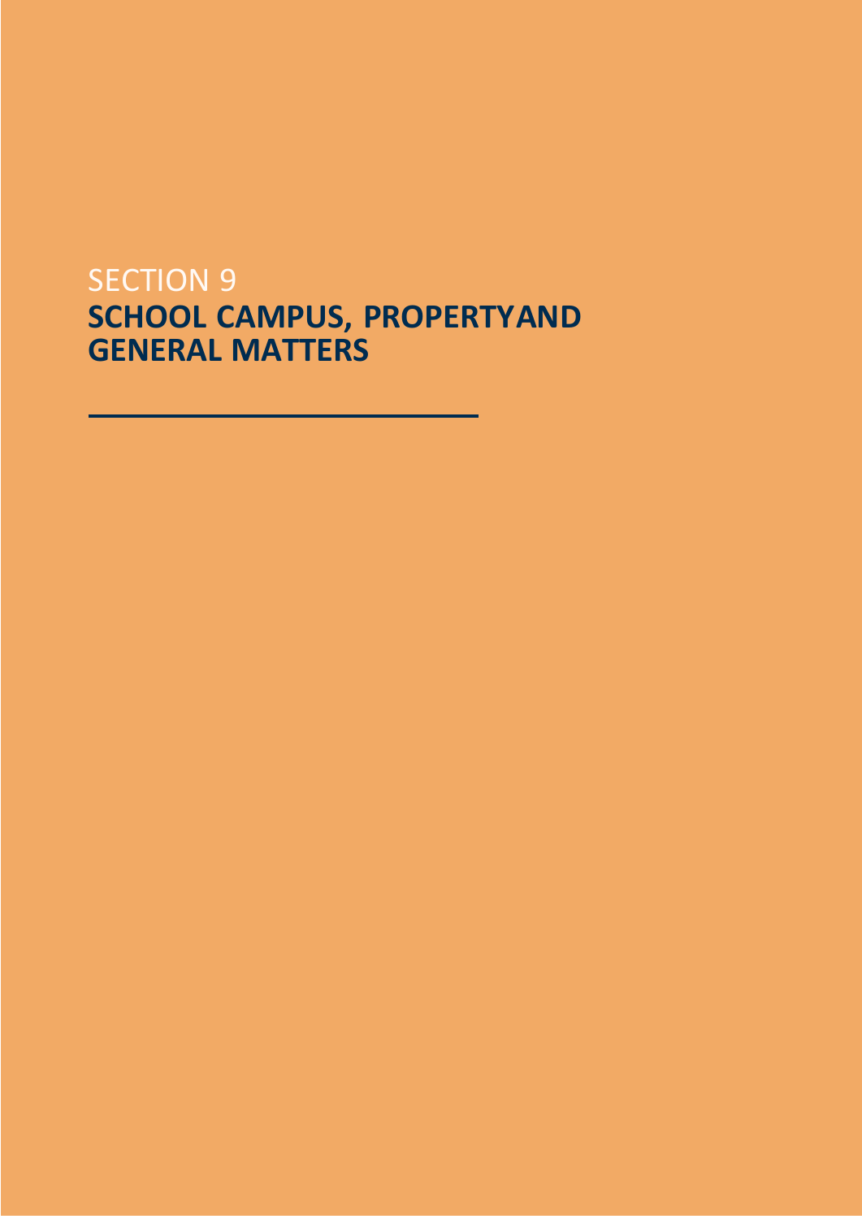SECTION 9

# SCHOOL CAMPUS, PROPERTYAND GENERAL MATTERS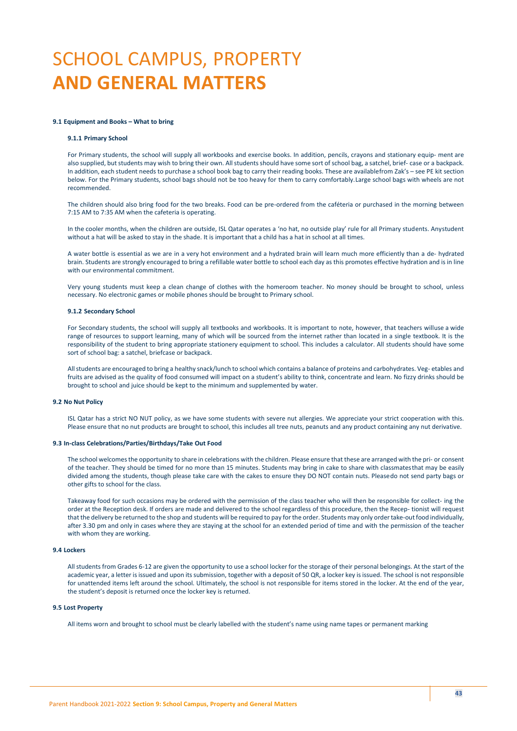# SCHOOL CAMPUS, PROPERTY **AND GENERAL MATTERS**

#### 9.1 Equipment and Books – What to bring

##### 9.1.1 Primary School

For Primary students, the school will supply all workbooks and exercise books. In addition, pencils, crayons and stationary equip- ment are also supplied, but students may wish to bring their own. All students should have some sort of school bag, a satchel, brief- case or a backpack. In addition, each student needs to purchase a school book bag to carry their reading books. These are availablefrom Zak's – see PE kit section below. For the Primary students, school bags should not be too heavy for them to carry comfortably.Large school bags with wheels are not recommended.

The children should also bring food for the two breaks. Food can be pre-ordered from the caféteria or purchased in the morning between 7:15 AM to 7:35 AM when the cafeteria is operating.

In the cooler months, when the children are outside, ISL Qatar operates a 'no hat, no outside play' rule for all Primary students. Anystudent without a hat will be asked to stay in the shade. It is important that a child has a hat in school at all times.

A water bottle is essential as we are in a very hot environment and a hydrated brain will learn much more efficiently than a de- hydrated brain. Students are strongly encouraged to bring a refillable water bottle to school each day as this promotes effective hydration and is in line with our environmental commitment.

Very young students must keep a clean change of clothes with the homeroom teacher. No money should be brought to school, unless necessary. No electronic games or mobile phones should be brought to Primary school.

##### 9.1.2 Secondary School

For Secondary students, the school will supply all textbooks and workbooks. It is important to note, however, that teachers willuse a wide range of resources to support learning, many of which will be sourced from the internet rather than located in a single textbook. It is the responsibility of the student to bring appropriate stationery equipment to school. This includes a calculator. All students should have some sort of school bag: a satchel, briefcase or backpack.

All students are encouraged to bring a healthy snack/lunch to school which contains a balance of proteins and carbohydrates. Veg- etables and fruits are advised as the quality of food consumed will impact on a student's ability to think, concentrate and learn. No fizzy drinks should be brought to school and juice should be kept to the minimum and supplemented by water.

#### 9.2 No Nut Policy

ISL Qatar has a strict NO NUT policy, as we have some students with severe nut allergies. We appreciate your strict cooperation with this. Please ensure that no nut products are brought to school, this includes all tree nuts, peanuts and any product containing any nut derivative.

#### 9.3 In-class Celebrations/Parties/Birthdays/Take Out Food

The school welcomes the opportunity to share in celebrations with the children. Please ensure that these are arranged with the pri- or consent of the teacher. They should be timed for no more than 15 minutes. Students may bring in cake to share with classmatesthat may be easily divided among the students, though please take care with the cakes to ensure they DO NOT contain nuts. Pleasedo not send party bags or other gifts to school for the class.

Takeaway food for such occasions may be ordered with the permission of the class teacher who will then be responsible for collect- ing the order at the Reception desk. If orders are made and delivered to the school regardless of this procedure, then the Recep- tionist will request that the delivery be returned to the shop and students will be required to pay for the order. Students may only order take-out food individually, after 3.30 pm and only in cases where they are staying at the school for an extended period of time and with the permission of the teacher with whom they are working.

#### 9.4 Lockers

All students from Grades 6-12 are given the opportunity to use a school locker for the storage of their personal belongings. At the start of the academic year, a letter is issued and upon its submission, together with a deposit of 50 QR, a locker key is issued. The school is not responsible for unattended items left around the school. Ultimately, the school is not responsible for items stored in the locker. At the end of the year, the student's deposit is returned once the locker key is returned.

#### 9.5 Lost Property

All items worn and brought to school must be clearly labelled with the student's name using name tapes or permanent marking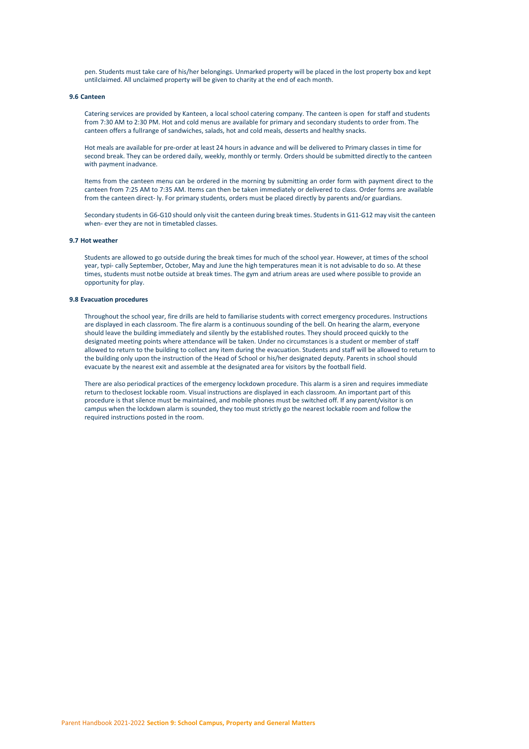pen. Students must take care of his/her belongings. Unmarked property will be placed in the lost property box and kept untilclaimed. All unclaimed property will be given to charity at the end of each month.

### 9.6 Canteen

Catering services are provided by Kanteen, a local school catering company. The canteen is open for staff and students from 7:30 AM to 2:30 PM. Hot and cold menus are available for primary and secondary students to order from. The canteen offers a fullrange of sandwiches, salads, hot and cold meals, desserts and healthy snacks.

Hot meals are available for pre-order at least 24 hours in advance and will be delivered to Primary classes in time for second break. They can be ordered daily, weekly, monthly or termly. Orders should be submitted directly to the canteen with payment inadvance.

Items from the canteen menu can be ordered in the morning by submitting an order form with payment direct to the canteen from 7:25 AM to 7:35 AM. Items can then be taken immediately or delivered to class. Order forms are available from the canteen direct- ly. For primary students, orders must be placed directly by parents and/or guardians.

Secondary students in G6-G10 should only visit the canteen during break times. Students in G11-G12 may visit the canteen when- ever they are not in timetabled classes.

### 9.7 Hot weather

Students are allowed to go outside during the break times for much of the school year. However, at times of the school year, typi- cally September, October, May and June the high temperatures mean it is not advisable to do so. At these times, students must notbe outside at break times. The gym and atrium areas are used where possible to provide an opportunity for play.

### 9.8 Evacuation procedures

Throughout the school year, fire drills are held to familiarise students with correct emergency procedures. Instructions are displayed in each classroom. The fire alarm is a continuous sounding of the bell. On hearing the alarm, everyone should leave the building immediately and silently by the established routes. They should proceed quickly to the designated meeting points where attendance will be taken. Under no circumstances is a student or member of staff allowed to return to the building to collect any item during the evacuation. Students and staff will be allowed to return to the building only upon the instruction of the Head of School or his/her designated deputy. Parents in school should evacuate by the nearest exit and assemble at the designated area for visitors by the football field.

There are also periodical practices of the emergency lockdown procedure. This alarm is a siren and requires immediate return to theclosest lockable room. Visual instructions are displayed in each classroom. An important part of this procedure is that silence must be maintained, and mobile phones must be switched off. If any parent/visitor is on campus when the lockdown alarm is sounded, they too must strictly go the nearest lockable room and follow the required instructions posted in the room.